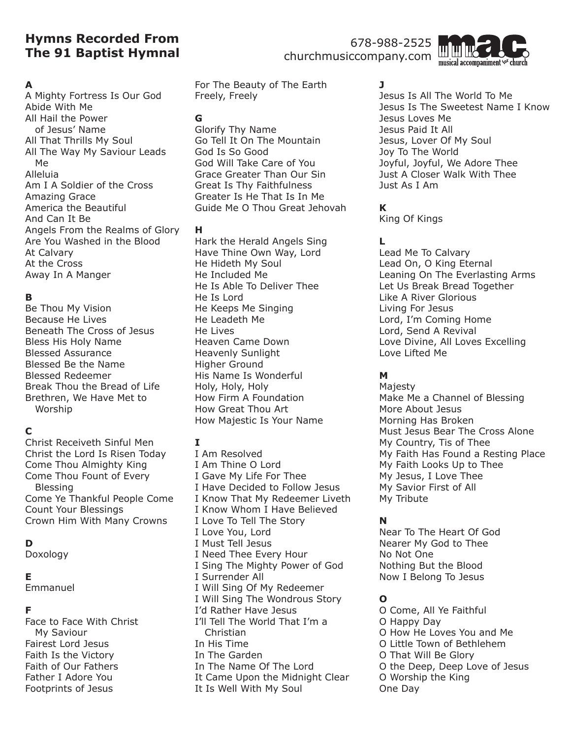# Hymns Recorded From The 91 Baptist Hymnal

678-988-2525
churchmusiccompany.com

mac. musical accompaniment for church

**A**

A Mighty Fortress Is Our God
Abide With Me
All Hail the Power of Jesus' Name
All That Thrills My Soul
All The Way My Saviour Leads Me
Alleluia
Am I A Soldier of the Cross
Amazing Grace
America the Beautiful
And Can It Be
Angels From the Realms of Glory
Are You Washed in the Blood
At Calvary
At the Cross
Away In A Manger

**B**

Be Thou My Vision
Because He Lives
Beneath The Cross of Jesus
Bless His Holy Name
Blessed Assurance
Blessed Be the Name
Blessed Redeemer
Break Thou the Bread of Life
Brethren, We Have Met to Worship

**C**

Christ Receiveth Sinful Men
Christ the Lord Is Risen Today
Come Thou Almighty King
Come Thou Fount of Every Blessing
Come Ye Thankful People Come
Count Your Blessings
Crown Him With Many Crowns

**D**

Doxology

**E**

Emmanuel

**F**

Face to Face With Christ My Saviour
Fairest Lord Jesus
Faith Is the Victory
Faith of Our Fathers
Father I Adore You
Footprints of Jesus
For The Beauty of The Earth
Freely, Freely

**G**

Glorify Thy Name
Go Tell It On The Mountain
God Is So Good
God Will Take Care of You
Grace Greater Than Our Sin
Great Is Thy Faithfulness
Greater Is He That Is In Me
Guide Me O Thou Great Jehovah

**H**

Hark the Herald Angels Sing
Have Thine Own Way, Lord
He Hideth My Soul
He Included Me
He Is Able To Deliver Thee
He Is Lord
He Keeps Me Singing
He Leadeth Me
He Lives
Heaven Came Down
Heavenly Sunlight
Higher Ground
His Name Is Wonderful
Holy, Holy, Holy
How Firm A Foundation
How Great Thou Art
How Majestic Is Your Name

**I**

I Am Resolved
I Am Thine O Lord
I Gave My Life For Thee
I Have Decided to Follow Jesus
I Know That My Redeemer Liveth
I Know Whom I Have Believed
I Love To Tell The Story
I Love You, Lord
I Must Tell Jesus
I Need Thee Every Hour
I Sing The Mighty Power of God
I Surrender All
I Will Sing Of My Redeemer
I Will Sing The Wondrous Story
I'd Rather Have Jesus
I'll Tell The World That I'm a Christian
In His Time
In The Garden
In The Name Of The Lord
It Came Upon the Midnight Clear
It Is Well With My Soul

**J**

Jesus Is All The World To Me
Jesus Is The Sweetest Name I Know
Jesus Loves Me
Jesus Paid It All
Jesus, Lover Of My Soul
Joy To The World
Joyful, Joyful, We Adore Thee
Just A Closer Walk With Thee
Just As I Am

**K**

King Of Kings

**L**

Lead Me To Calvary
Lead On, O King Eternal
Leaning On The Everlasting Arms
Let Us Break Bread Together
Like A River Glorious
Living For Jesus
Lord, I'm Coming Home
Lord, Send A Revival
Love Divine, All Loves Excelling
Love Lifted Me

**M**

Majesty
Make Me a Channel of Blessing
More About Jesus
Morning Has Broken
Must Jesus Bear The Cross Alone
My Country, Tis of Thee
My Faith Has Found a Resting Place
My Faith Looks Up to Thee
My Jesus, I Love Thee
My Savior First of All
My Tribute

**N**

Near To The Heart Of God
Nearer My God to Thee
No Not One
Nothing But the Blood
Now I Belong To Jesus

**O**

O Come, All Ye Faithful
O Happy Day
O How He Loves You and Me
O Little Town of Bethlehem
O That Will Be Glory
O the Deep, Deep Love of Jesus
O Worship the King
One Day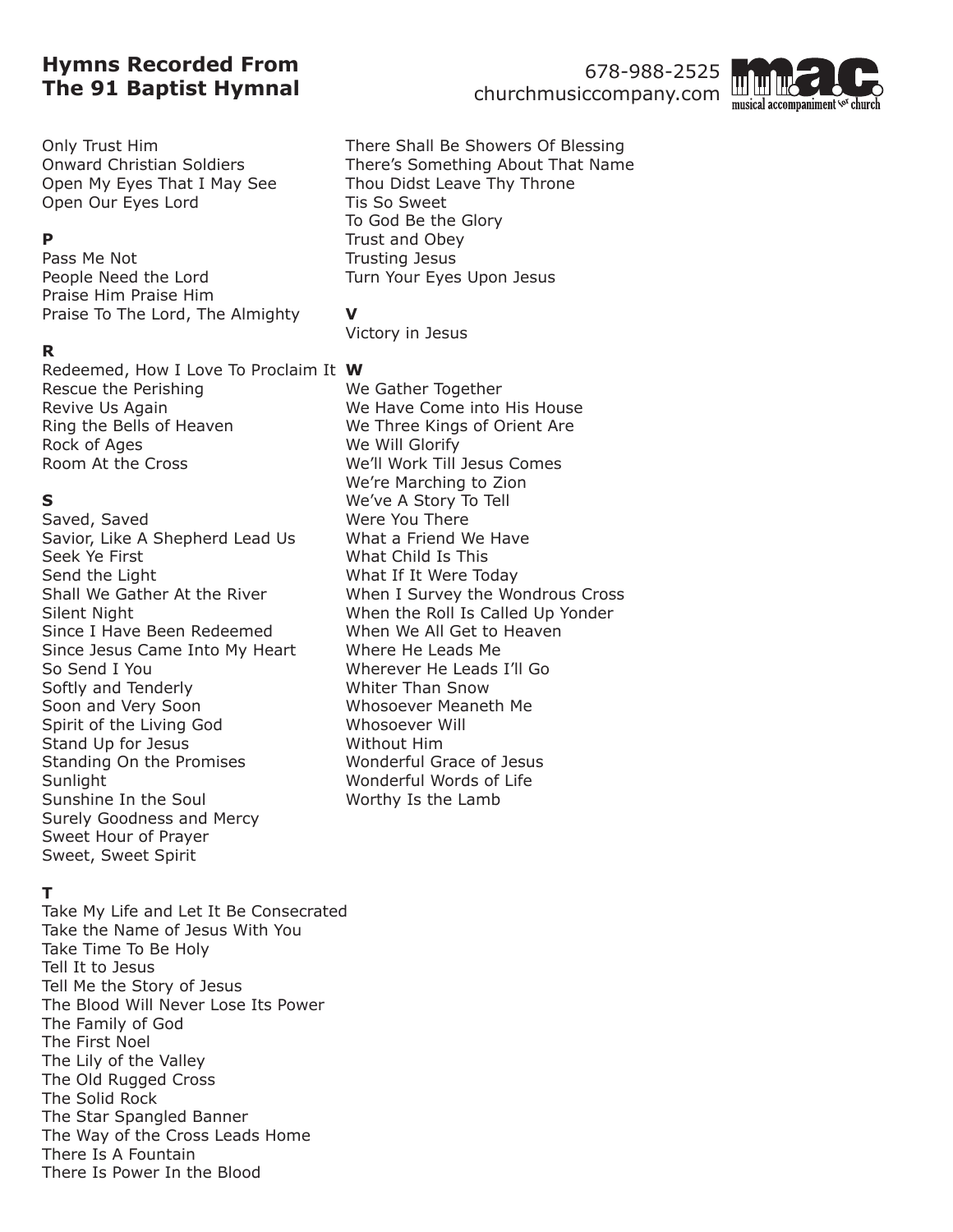# Hymns Recorded From The 91 Baptist Hymnal

678-988-2525
churchmusiccompany.com

Only Trust Him
Onward Christian Soldiers
Open My Eyes That I May See
Open Our Eyes Lord

**P**

Pass Me Not
People Need the Lord
Praise Him Praise Him
Praise To The Lord, The Almighty

**R**

Redeemed, How I Love To Proclaim It
Rescue the Perishing
Revive Us Again
Ring the Bells of Heaven
Rock of Ages
Room At the Cross

**S**

Saved, Saved
Savior, Like A Shepherd Lead Us
Seek Ye First
Send the Light
Shall We Gather At the River
Silent Night
Since I Have Been Redeemed
Since Jesus Came Into My Heart
So Send I You
Softly and Tenderly
Soon and Very Soon
Spirit of the Living God
Stand Up for Jesus
Standing On the Promises
Sunlight
Sunshine In the Soul
Surely Goodness and Mercy
Sweet Hour of Prayer
Sweet, Sweet Spirit

**T**

Take My Life and Let It Be Consecrated
Take the Name of Jesus With You
Take Time To Be Holy
Tell It to Jesus
Tell Me the Story of Jesus
The Blood Will Never Lose Its Power
The Family of God
The First Noel
The Lily of the Valley
The Old Rugged Cross
The Solid Rock
The Star Spangled Banner
The Way of the Cross Leads Home
There Is A Fountain
There Is Power In the Blood
There Shall Be Showers Of Blessing
There's Something About That Name
Thou Didst Leave Thy Throne
Tis So Sweet
To God Be the Glory
Trust and Obey
Trusting Jesus
Turn Your Eyes Upon Jesus

**V**

Victory in Jesus

**W**

We Gather Together
We Have Come into His House
We Three Kings of Orient Are
We Will Glorify
We'll Work Till Jesus Comes
We're Marching to Zion
We've A Story To Tell
Were You There
What a Friend We Have
What Child Is This
What If It Were Today
When I Survey the Wondrous Cross
When the Roll Is Called Up Yonder
When We All Get to Heaven
Where He Leads Me
Wherever He Leads I'll Go
Whiter Than Snow
Whosoever Meaneth Me
Whosoever Will
Without Him
Wonderful Grace of Jesus
Wonderful Words of Life
Worthy Is the Lamb